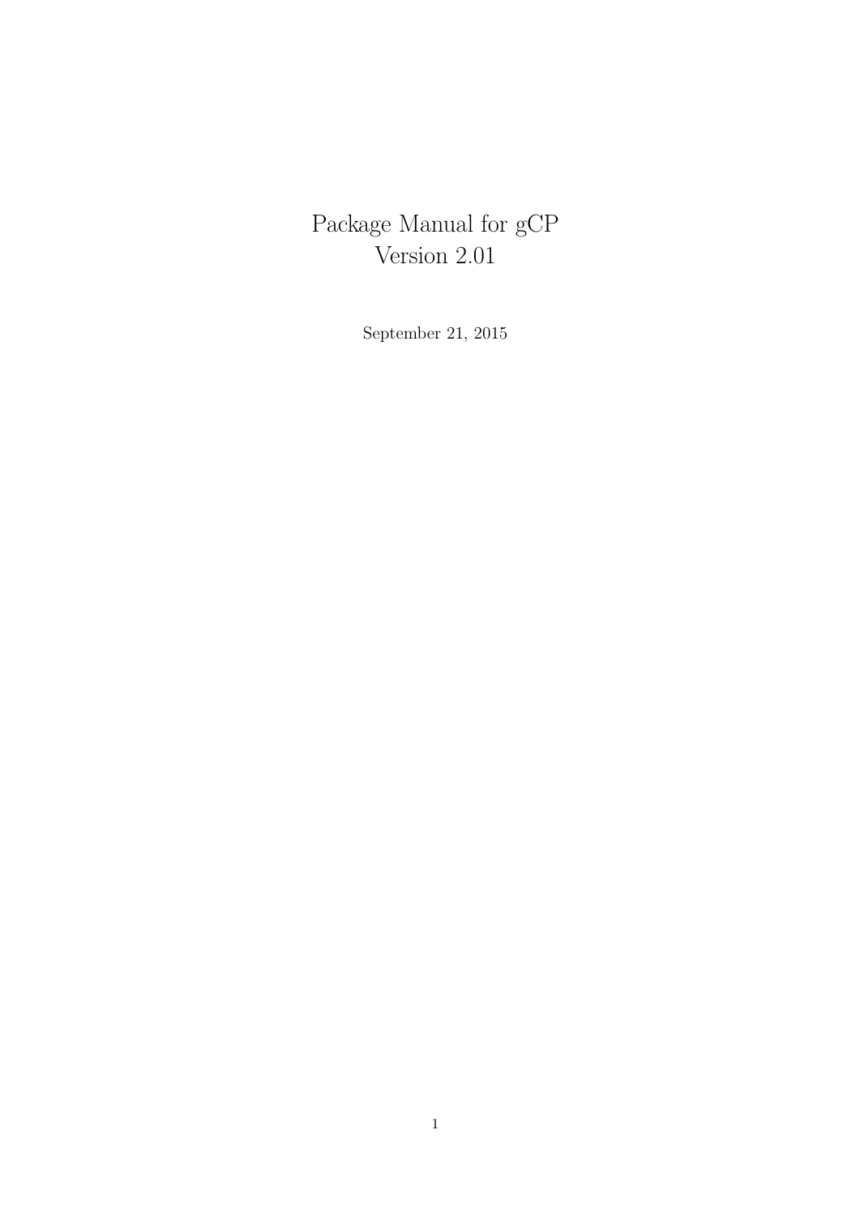# Package Manual for gCP
# Version 2.01

September 21, 2015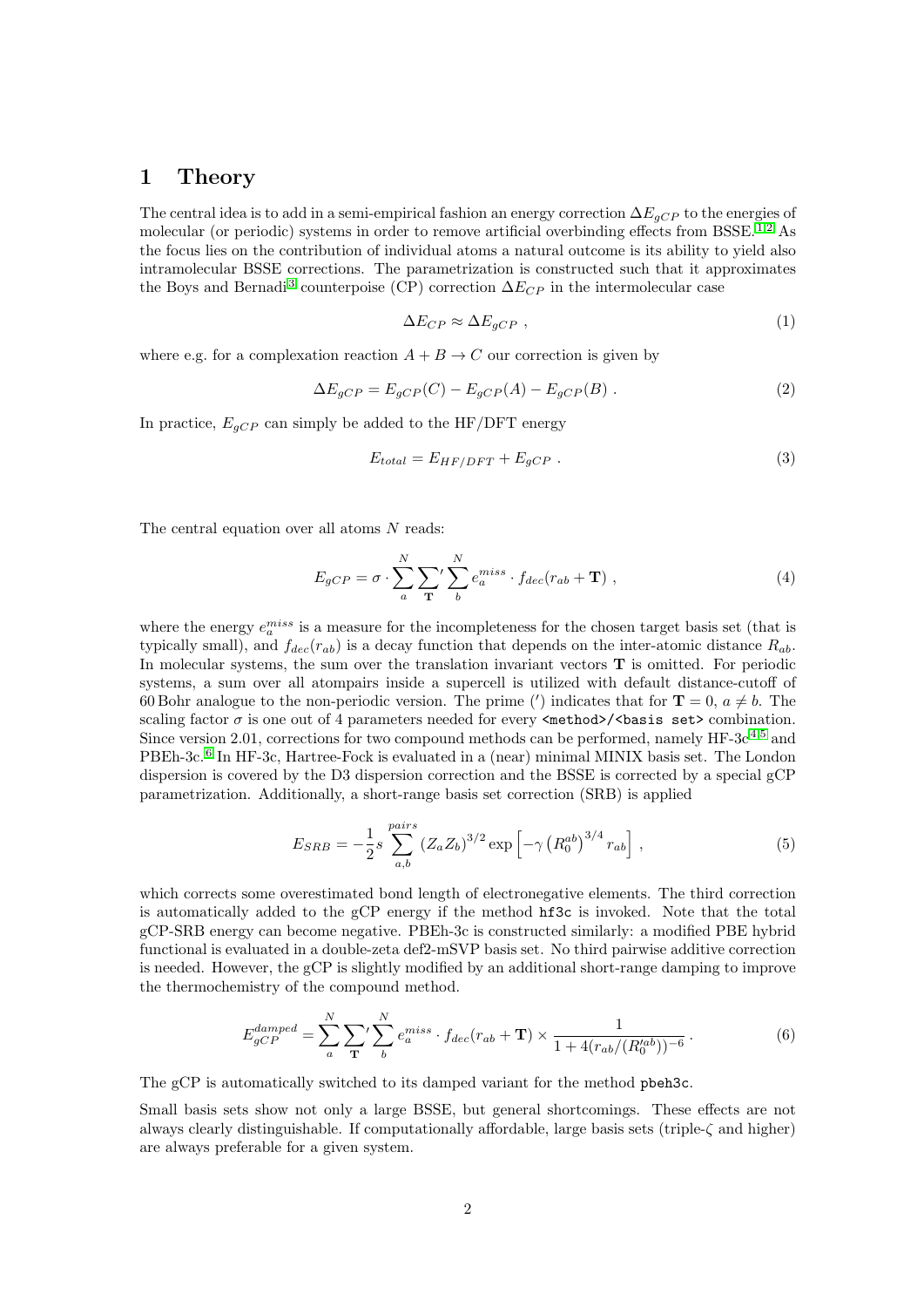# 1 Theory

The central idea is to add in a semi-empirical fashion an energy correction $\Delta E_{gCP}$ to the energies of molecular (or periodic) systems in order to remove artificial overbinding effects from BSSE.[1,2] As the focus lies on the contribution of individual atoms a natural outcome is its ability to yield also intramolecular BSSE corrections. The parametrization is constructed such that it approximates the Boys and Bernadi[3] counterpoise (CP) correction $\Delta E_{CP}$ in the intermolecular case

$$\Delta E_{CP} \approx \Delta E_{gCP} \ , \tag{1}$$

where e.g. for a complexation reaction $A + B \rightarrow C$ our correction is given by

$$\Delta E_{gCP} = E_{gCP}(C) - E_{gCP}(A) - E_{gCP}(B) \ . \tag{2}$$

In practice, $E_{gCP}$ can simply be added to the HF/DFT energy

$$E_{total} = E_{HF/DFT} + E_{gCP} \ . \tag{3}$$

The central equation over all atoms $N$ reads:

$$E_{gCP} = \sigma \cdot \sum_{a}^{N} \sum_{\mathbf{T}}{}' \sum_{b}^{N} e_a^{miss} \cdot f_{dec}(r_{ab} + \mathbf{T}) \ , \tag{4}$$

where the energy $e_a^{miss}$ is a measure for the incompleteness for the chosen target basis set (that is typically small), and $f_{dec}(r_{ab})$ is a decay function that depends on the inter-atomic distance $R_{ab}$. In molecular systems, the sum over the translation invariant vectors $\mathbf{T}$ is omitted. For periodic systems, a sum over all atompairs inside a supercell is utilized with default distance-cutoff of 60 Bohr analogue to the non-periodic version. The prime ($'$) indicates that for $\mathbf{T} = 0$, $a \neq b$. The scaling factor $\sigma$ is one out of 4 parameters needed for every `<method>/<basis set>` combination. Since version 2.01, corrections for two compound methods can be performed, namely HF-3c[4,5] and PBEh-3c.[6] In HF-3c, Hartree-Fock is evaluated in a (near) minimal MINIX basis set. The London dispersion is covered by the D3 dispersion correction and the BSSE is corrected by a special gCP parametrization. Additionally, a short-range basis set correction (SRB) is applied

$$E_{SRB} = -\frac{1}{2} s \sum_{a,b}^{pairs} (Z_a Z_b)^{3/2} \exp\left[-\gamma \left(R_0^{ab}\right)^{3/4} r_{ab}\right] \ , \tag{5}$$

which corrects some overestimated bond length of electronegative elements. The third correction is automatically added to the gCP energy if the method `hf3c` is invoked. Note that the total gCP-SRB energy can become negative. PBEh-3c is constructed similarly: a modified PBE hybrid functional is evaluated in a double-zeta def2-mSVP basis set. No third pairwise additive correction is needed. However, the gCP is slightly modified by an additional short-range damping to improve the thermochemistry of the compound method.

$$E_{gCP}^{damped} = \sum_{a}^{N} \sum_{\mathbf{T}}{}' \sum_{b}^{N} e_a^{miss} \cdot f_{dec}(r_{ab} + \mathbf{T}) \times \frac{1}{1 + 4(r_{ab}/(R_0'^{ab}))^{-6}} \ . \tag{6}$$

The gCP is automatically switched to its damped variant for the method `pbeh3c`.

Small basis sets show not only a large BSSE, but general shortcomings. These effects are not always clearly distinguishable. If computationally affordable, large basis sets (triple-$\zeta$ and higher) are always preferable for a given system.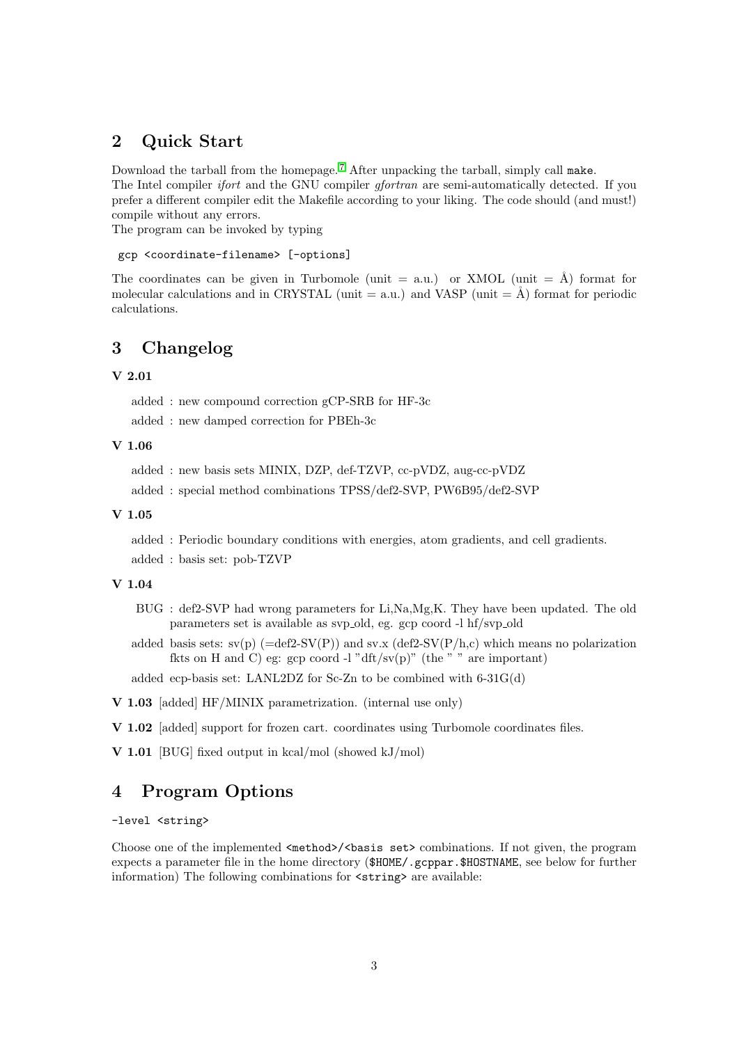## 2 Quick Start

Download the tarball from the homepage.[7] After unpacking the tarball, simply call `make`.
The Intel compiler *ifort* and the GNU compiler *gfortran* are semi-automatically detected. If you prefer a different compiler edit the Makefile according to your liking. The code should (and must!) compile without any errors.
The program can be invoked by typing

```
gcp <coordinate-filename> [-options]
```

The coordinates can be given in Turbomole (unit = a.u.) or XMOL (unit = Å) format for molecular calculations and in CRYSTAL (unit = a.u.) and VASP (unit = Å) format for periodic calculations.

## 3 Changelog

**V 2.01**

added : new compound correction gCP-SRB for HF-3c

added : new damped correction for PBEh-3c

**V 1.06**

added : new basis sets MINIX, DZP, def-TZVP, cc-pVDZ, aug-cc-pVDZ

added : special method combinations TPSS/def2-SVP, PW6B95/def2-SVP

**V 1.05**

added : Periodic boundary conditions with energies, atom gradients, and cell gradients.

added : basis set: pob-TZVP

**V 1.04**

BUG : def2-SVP had wrong parameters for Li,Na,Mg,K. They have been updated. The old parameters set is available as svp_old, eg. gcp coord -l hf/svp_old

added basis sets: sv(p) (=def2-SV(P)) and sv.x (def2-SV(P/h,c) which means no polarization fkts on H and C) eg: gcp coord -l "dft/sv(p)" (the " " are important)

added ecp-basis set: LANL2DZ for Sc-Zn to be combined with 6-31G(d)

**V 1.03** [added] HF/MINIX parametrization. (internal use only)

**V 1.02** [added] support for frozen cart. coordinates using Turbomole coordinates files.

**V 1.01** [BUG] fixed output in kcal/mol (showed kJ/mol)

## 4 Program Options

`-level <string>`

Choose one of the implemented `<method>/<basis set>` combinations. If not given, the program expects a parameter file in the home directory (`$HOME/.gcppar.$HOSTNAME`, see below for further information) The following combinations for `<string>` are available: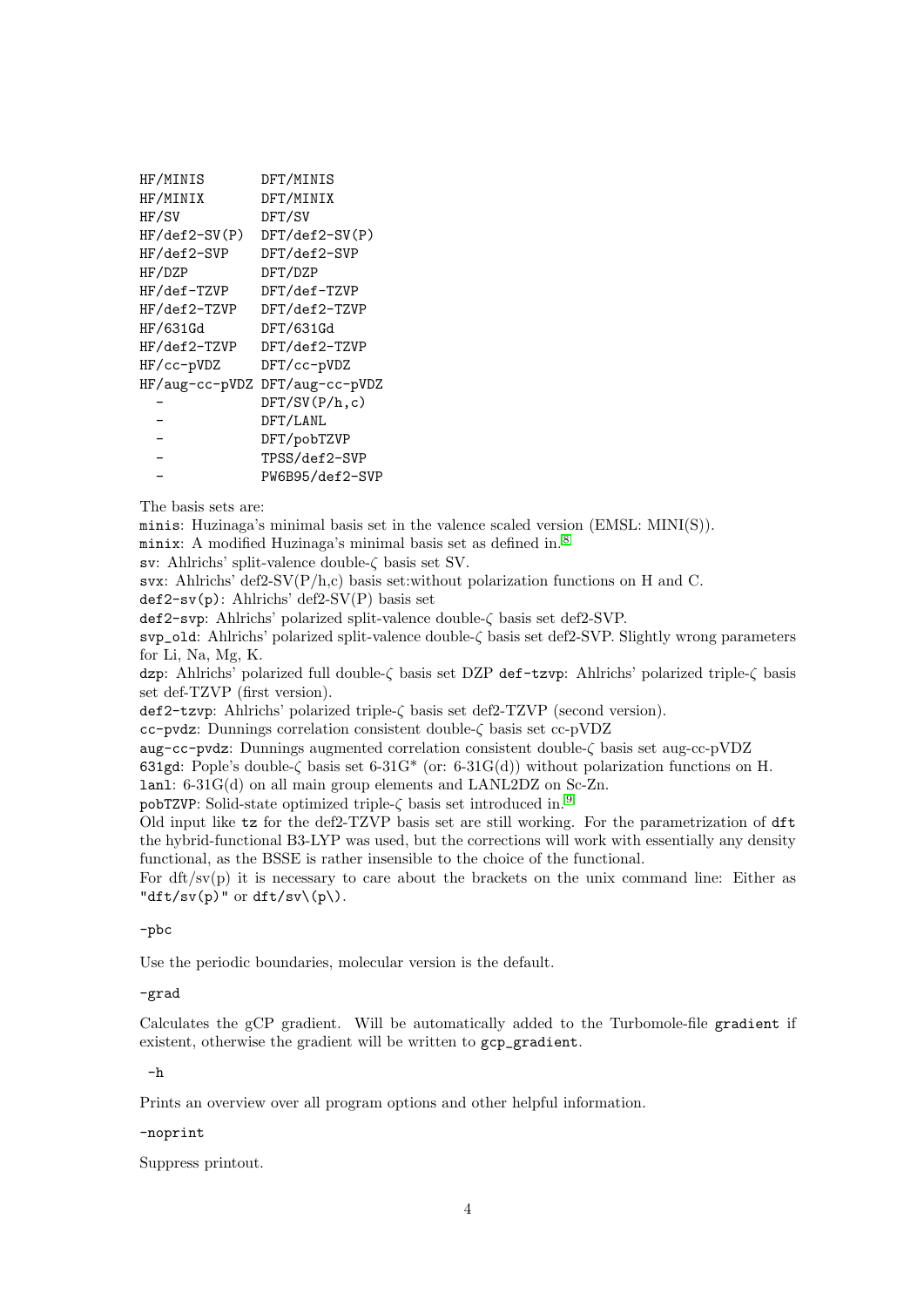```
HF/MINIS       DFT/MINIS
HF/MINIX       DFT/MINIX
HF/SV          DFT/SV
HF/def2-SV(P)  DFT/def2-SV(P)
HF/def2-SVP    DFT/def2-SVP
HF/DZP         DFT/DZP
HF/def-TZVP    DFT/def-TZVP
HF/def2-TZVP   DFT/def2-TZVP
HF/631Gd       DFT/631Gd
HF/def2-TZVP   DFT/def2-TZVP
HF/cc-pVDZ     DFT/cc-pVDZ
HF/aug-cc-pVDZ DFT/aug-cc-pVDZ
  -            DFT/SV(P/h,c)
  -            DFT/LANL
  -            DFT/pobTZVP
  -            TPSS/def2-SVP
  -            PW6B95/def2-SVP
```

The basis sets are:
`minis`: Huzinaga's minimal basis set in the valence scaled version (EMSL: MINI(S)).
`minix`: A modified Huzinaga's minimal basis set as defined in.[8]
`sv`: Ahlrichs' split-valence double-$\zeta$ basis set SV.
`svx`: Ahlrichs' def2-SV(P/h,c) basis set:without polarization functions on H and C.
`def2-sv(p)`: Ahlrichs' def2-SV(P) basis set
`def2-svp`: Ahlrichs' polarized split-valence double-$\zeta$ basis set def2-SVP.
`svp_old`: Ahlrichs' polarized split-valence double-$\zeta$ basis set def2-SVP. Slightly wrong parameters for Li, Na, Mg, K.
`dzp`: Ahlrichs' polarized full double-$\zeta$ basis set DZP `def-tzvp`: Ahlrichs' polarized triple-$\zeta$ basis set def-TZVP (first version).
`def2-tzvp`: Ahlrichs' polarized triple-$\zeta$ basis set def2-TZVP (second version).
`cc-pvdz`: Dunnings correlation consistent double-$\zeta$ basis set cc-pVDZ
`aug-cc-pvdz`: Dunnings augmented correlation consistent double-$\zeta$ basis set aug-cc-pVDZ
`631gd`: Pople's double-$\zeta$ basis set 6-31G* (or: 6-31G(d)) without polarization functions on H.
`lanl`: 6-31G(d) on all main group elements and LANL2DZ on Sc-Zn.
`pobTZVP`: Solid-state optimized triple-$\zeta$ basis set introduced in.[9]
Old input like `tz` for the def2-TZVP basis set are still working. For the parametrization of `dft` the hybrid-functional B3-LYP was used, but the corrections will work with essentially any density functional, as the BSSE is rather insensible to the choice of the functional.
For dft/sv(p) it is necessary to care about the brackets on the unix command line: Either as `"dft/sv(p)"` or `dft/sv\(p\)`.

`-pbc`

Use the periodic boundaries, molecular version is the default.

`-grad`

Calculates the gCP gradient. Will be automatically added to the Turbomole-file `gradient` if existent, otherwise the gradient will be written to `gcp_gradient`.

`-h`

Prints an overview over all program options and other helpful information.

`-noprint`

Suppress printout.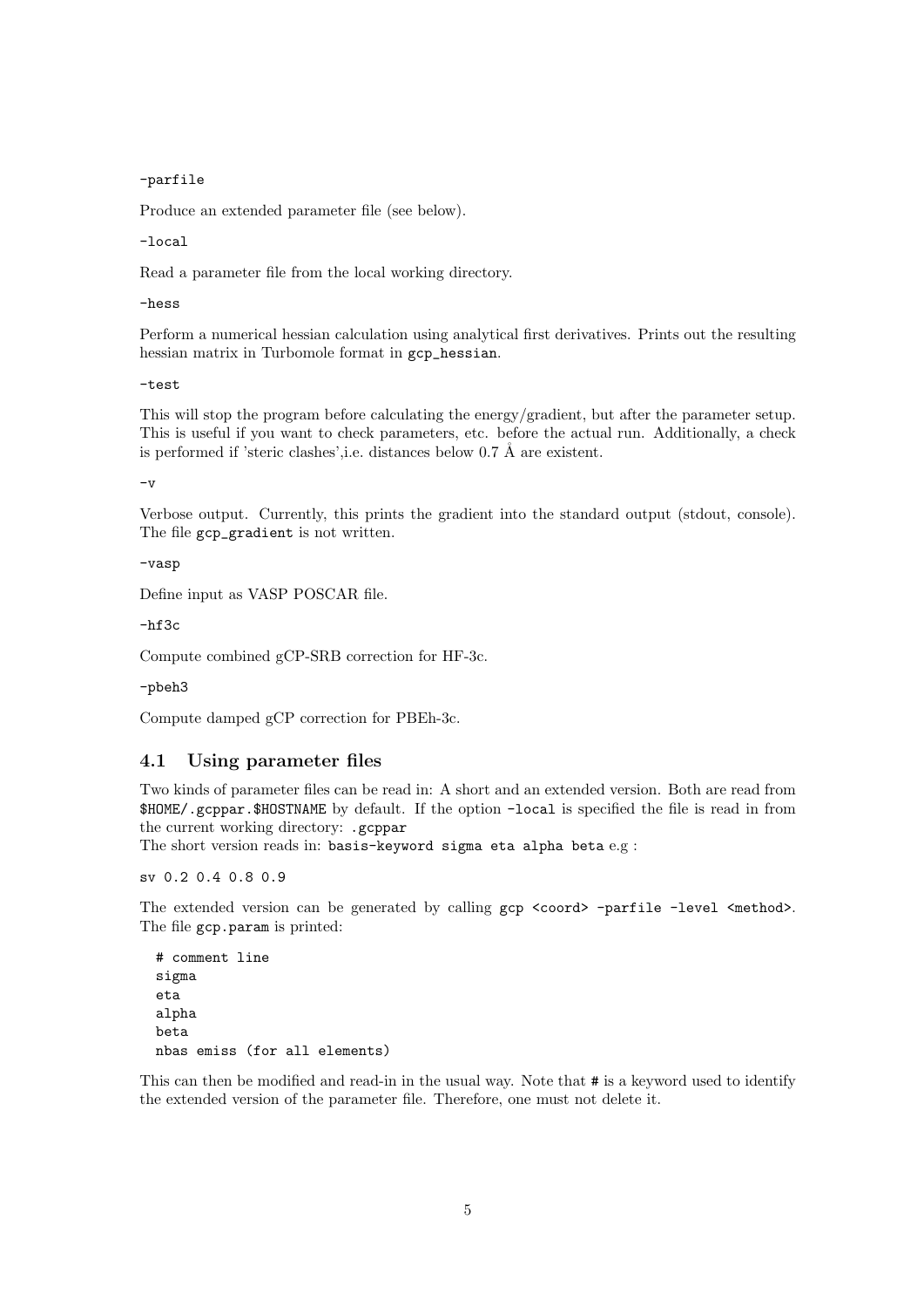`-parfile`

Produce an extended parameter file (see below).

`-local`

Read a parameter file from the local working directory.

`-hess`

Perform a numerical hessian calculation using analytical first derivatives. Prints out the resulting hessian matrix in Turbomole format in `gcp_hessian`.

`-test`

This will stop the program before calculating the energy/gradient, but after the parameter setup. This is useful if you want to check parameters, etc. before the actual run. Additionally, a check is performed if 'steric clashes',i.e. distances below 0.7 Å are existent.

`-v`

Verbose output. Currently, this prints the gradient into the standard output (stdout, console). The file `gcp_gradient` is not written.

`-vasp`

Define input as VASP POSCAR file.

`-hf3c`

Compute combined gCP-SRB correction for HF-3c.

`-pbeh3`

Compute damped gCP correction for PBEh-3c.

## 4.1 Using parameter files

Two kinds of parameter files can be read in: A short and an extended version. Both are read from `$HOME/.gcppar.$HOSTNAME` by default. If the option `-local` is specified the file is read in from the current working directory: `.gcppar`
The short version reads in: `basis-keyword sigma eta alpha beta` e.g :

```
sv 0.2 0.4 0.8 0.9
```

The extended version can be generated by calling `gcp <coord> -parfile -level <method>`. The file `gcp.param` is printed:

```
# comment line
sigma
eta
alpha
beta
nbas emiss (for all elements)
```

This can then be modified and read-in in the usual way. Note that `#` is a keyword used to identify the extended version of the parameter file. Therefore, one must not delete it.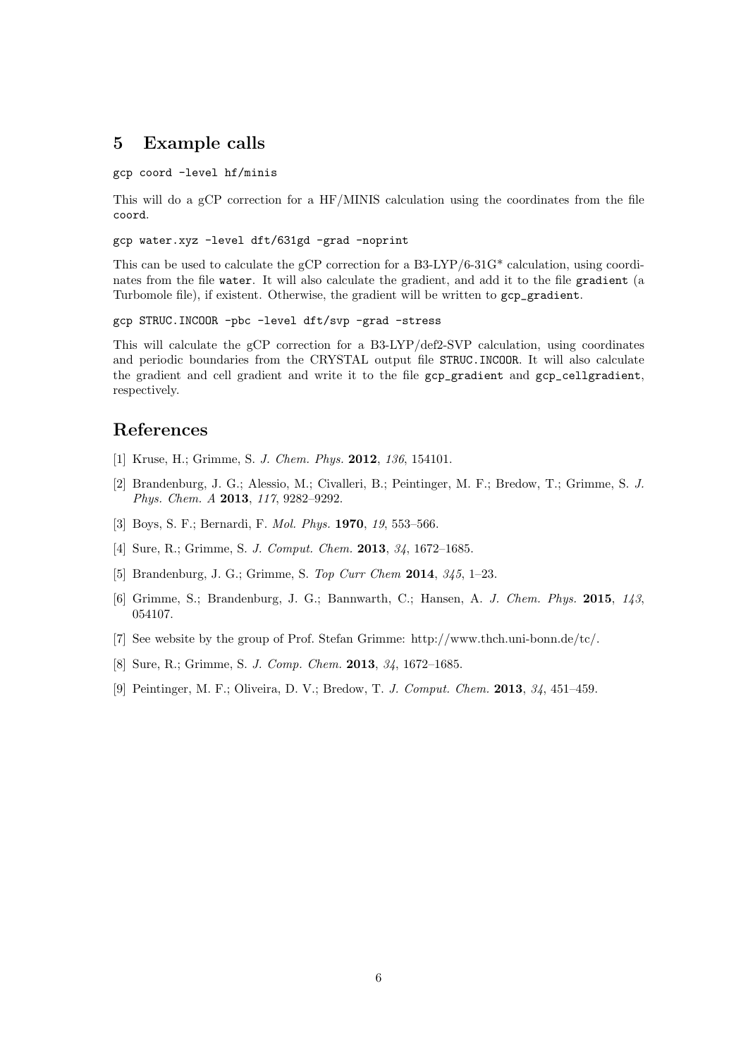## 5 Example calls

```
gcp coord -level hf/minis
```

This will do a gCP correction for a HF/MINIS calculation using the coordinates from the file `coord`.

```
gcp water.xyz -level dft/631gd -grad -noprint
```

This can be used to calculate the gCP correction for a B3-LYP/6-31G* calculation, using coordinates from the file `water`. It will also calculate the gradient, and add it to the file `gradient` (a Turbomole file), if existent. Otherwise, the gradient will be written to `gcp_gradient`.

```
gcp STRUC.INCOOR -pbc -level dft/svp -grad -stress
```

This will calculate the gCP correction for a B3-LYP/def2-SVP calculation, using coordinates and periodic boundaries from the CRYSTAL output file `STRUC.INCOOR`. It will also calculate the gradient and cell gradient and write it to the file `gcp_gradient` and `gcp_cellgradient`, respectively.

## References

[1] Kruse, H.; Grimme, S. *J. Chem. Phys.* **2012**, *136*, 154101.

[2] Brandenburg, J. G.; Alessio, M.; Civalleri, B.; Peintinger, M. F.; Bredow, T.; Grimme, S. *J. Phys. Chem. A* **2013**, *117*, 9282–9292.

[3] Boys, S. F.; Bernardi, F. *Mol. Phys.* **1970**, *19*, 553–566.

[4] Sure, R.; Grimme, S. *J. Comput. Chem.* **2013**, *34*, 1672–1685.

[5] Brandenburg, J. G.; Grimme, S. *Top Curr Chem* **2014**, *345*, 1–23.

[6] Grimme, S.; Brandenburg, J. G.; Bannwarth, C.; Hansen, A. *J. Chem. Phys.* **2015**, *143*, 054107.

[7] See website by the group of Prof. Stefan Grimme: http://www.thch.uni-bonn.de/tc/.

[8] Sure, R.; Grimme, S. *J. Comp. Chem.* **2013**, *34*, 1672–1685.

[9] Peintinger, M. F.; Oliveira, D. V.; Bredow, T. *J. Comput. Chem.* **2013**, *34*, 451–459.